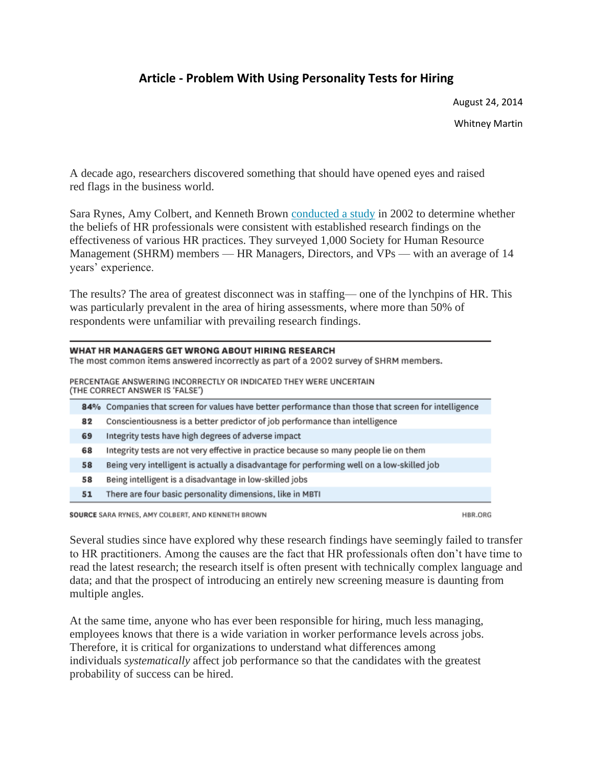# Article - Problem With Using Personality Tests for Hiring

August 24, 2014

Whitney Martin

A decade ago, researchers discovered something that should have opened eyes and raised red flags in the business world.

Sara Rynes, Amy Colbert, and Kenneth Brown [conducted a study](#) in 2002 to determine whether the beliefs of HR professionals were consistent with established research findings on the effectiveness of various HR practices. They surveyed 1,000 Society for Human Resource Management (SHRM) members — HR Managers, Directors, and VPs — with an average of 14 years' experience.

The results? The area of greatest disconnect was in staffing— one of the lynchpins of HR. This was particularly prevalent in the area of hiring assessments, where more than 50% of respondents were unfamiliar with prevailing research findings.

**WHAT HR MANAGERS GET WRONG ABOUT HIRING RESEARCH**

The most common items answered incorrectly as part of a 2002 survey of SHRM members.

PERCENTAGE ANSWERING INCORRECTLY OR INDICATED THEY WERE UNCERTAIN (THE CORRECT ANSWER IS 'FALSE')

| % | Statement |
|---|---|
| 84% | Companies that screen for values have better performance than those that screen for intelligence |
| 82 | Conscientiousness is a better predictor of job performance than intelligence |
| 69 | Integrity tests have high degrees of adverse impact |
| 68 | Integrity tests are not very effective in practice because so many people lie on them |
| 58 | Being very intelligent is actually a disadvantage for performing well on a low-skilled job |
| 58 | Being intelligent is a disadvantage in low-skilled jobs |
| 51 | There are four basic personality dimensions, like in MBTI |

SOURCE SARA RYNES, AMY COLBERT, AND KENNETH BROWN — HBR.ORG

Several studies since have explored why these research findings have seemingly failed to transfer to HR practitioners. Among the causes are the fact that HR professionals often don't have time to read the latest research; the research itself is often present with technically complex language and data; and that the prospect of introducing an entirely new screening measure is daunting from multiple angles.

At the same time, anyone who has ever been responsible for hiring, much less managing, employees knows that there is a wide variation in worker performance levels across jobs. Therefore, it is critical for organizations to understand what differences among individuals *systematically* affect job performance so that the candidates with the greatest probability of success can be hired.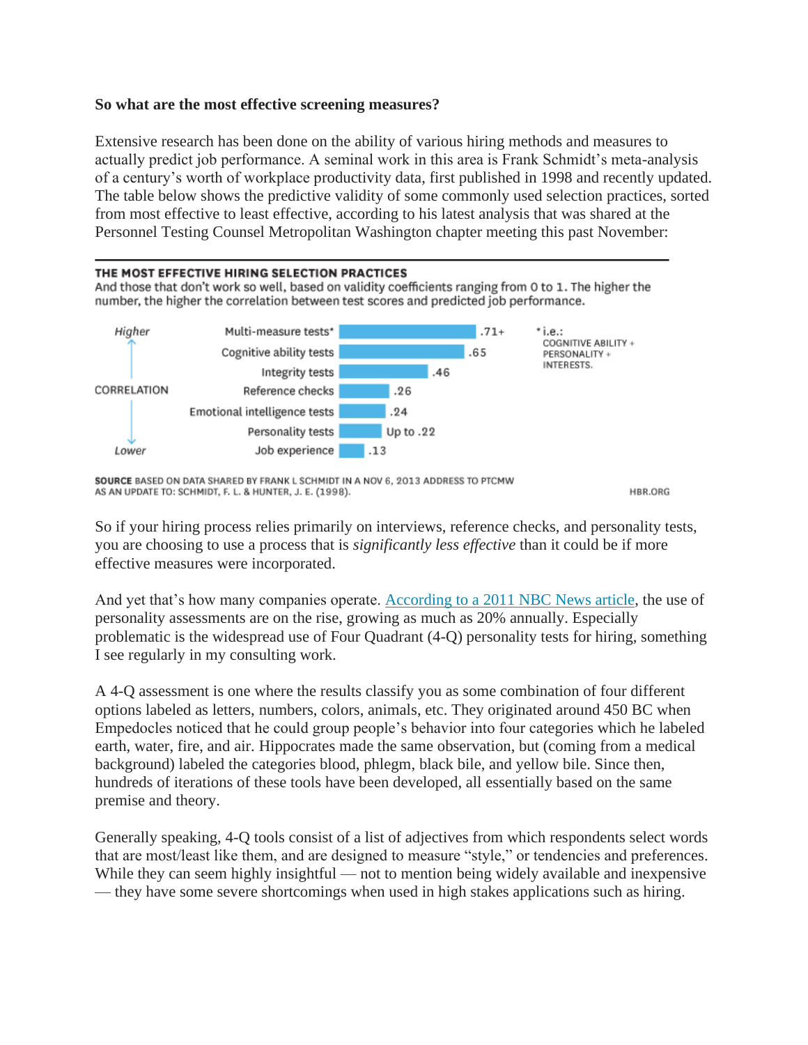**So what are the most effective screening measures?**

Extensive research has been done on the ability of various hiring methods and measures to actually predict job performance. A seminal work in this area is Frank Schmidt's meta-analysis of a century's worth of workplace productivity data, first published in 1998 and recently updated. The table below shows the predictive validity of some commonly used selection practices, sorted from most effective to least effective, according to his latest analysis that was shared at the Personnel Testing Counsel Metropolitan Washington chapter meeting this past November:

**THE MOST EFFECTIVE HIRING SELECTION PRACTICES**

And those that don't work so well, based on validity coefficients ranging from 0 to 1. The higher the number, the higher the correlation between test scores and predicted job performance.

| Selection practice | Correlation |
| --- | --- |
| Multi-measure tests* | .71+ |
| Cognitive ability tests | .65 |
| Integrity tests | .46 |
| Reference checks | .26 |
| Emotional intelligence tests | .24 |
| Personality tests | Up to .22 |
| Job experience | .13 |

*i.e.: COGNITIVE ABILITY + PERSONALITY + INTERESTS.

SOURCE BASED ON DATA SHARED BY FRANK L SCHMIDT IN A NOV 6, 2013 ADDRESS TO PTCMW AS AN UPDATE TO: SCHMIDT, F. L. & HUNTER, J. E. (1998). HBR.ORG

So if your hiring process relies primarily on interviews, reference checks, and personality tests, you are choosing to use a process that is *significantly less effective* than it could be if more effective measures were incorporated.

And yet that's how many companies operate. According to a 2011 NBC News article, the use of personality assessments are on the rise, growing as much as 20% annually. Especially problematic is the widespread use of Four Quadrant (4-Q) personality tests for hiring, something I see regularly in my consulting work.

A 4-Q assessment is one where the results classify you as some combination of four different options labeled as letters, numbers, colors, animals, etc. They originated around 450 BC when Empedocles noticed that he could group people's behavior into four categories which he labeled earth, water, fire, and air. Hippocrates made the same observation, but (coming from a medical background) labeled the categories blood, phlegm, black bile, and yellow bile. Since then, hundreds of iterations of these tools have been developed, all essentially based on the same premise and theory.

Generally speaking, 4-Q tools consist of a list of adjectives from which respondents select words that are most/least like them, and are designed to measure "style," or tendencies and preferences. While they can seem highly insightful — not to mention being widely available and inexpensive — they have some severe shortcomings when used in high stakes applications such as hiring.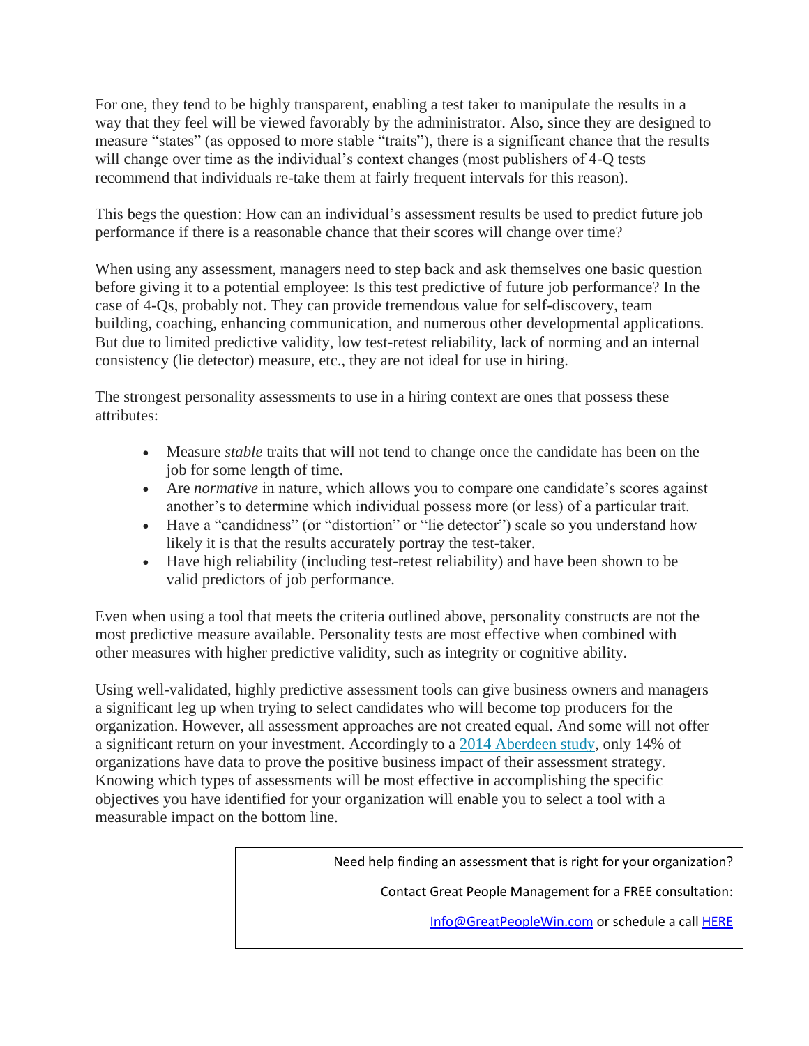For one, they tend to be highly transparent, enabling a test taker to manipulate the results in a way that they feel will be viewed favorably by the administrator. Also, since they are designed to measure "states" (as opposed to more stable "traits"), there is a significant chance that the results will change over time as the individual's context changes (most publishers of 4-Q tests recommend that individuals re-take them at fairly frequent intervals for this reason).

This begs the question: How can an individual's assessment results be used to predict future job performance if there is a reasonable chance that their scores will change over time?

When using any assessment, managers need to step back and ask themselves one basic question before giving it to a potential employee: Is this test predictive of future job performance? In the case of 4-Qs, probably not. They can provide tremendous value for self-discovery, team building, coaching, enhancing communication, and numerous other developmental applications. But due to limited predictive validity, low test-retest reliability, lack of norming and an internal consistency (lie detector) measure, etc., they are not ideal for use in hiring.

The strongest personality assessments to use in a hiring context are ones that possess these attributes:

- Measure *stable* traits that will not tend to change once the candidate has been on the job for some length of time.
- Are *normative* in nature, which allows you to compare one candidate's scores against another's to determine which individual possess more (or less) of a particular trait.
- Have a "candidness" (or "distortion" or "lie detector") scale so you understand how likely it is that the results accurately portray the test-taker.
- Have high reliability (including test-retest reliability) and have been shown to be valid predictors of job performance.

Even when using a tool that meets the criteria outlined above, personality constructs are not the most predictive measure available. Personality tests are most effective when combined with other measures with higher predictive validity, such as integrity or cognitive ability.

Using well-validated, highly predictive assessment tools can give business owners and managers a significant leg up when trying to select candidates who will become top producers for the organization. However, all assessment approaches are not created equal. And some will not offer a significant return on your investment. Accordingly to a [2014 Aberdeen study](), only 14% of organizations have data to prove the positive business impact of their assessment strategy. Knowing which types of assessments will be most effective in accomplishing the specific objectives you have identified for your organization will enable you to select a tool with a measurable impact on the bottom line.

Need help finding an assessment that is right for your organization?

Contact Great People Management for a FREE consultation:

[Info@GreatPeopleWin.com]() or schedule a call [HERE]()